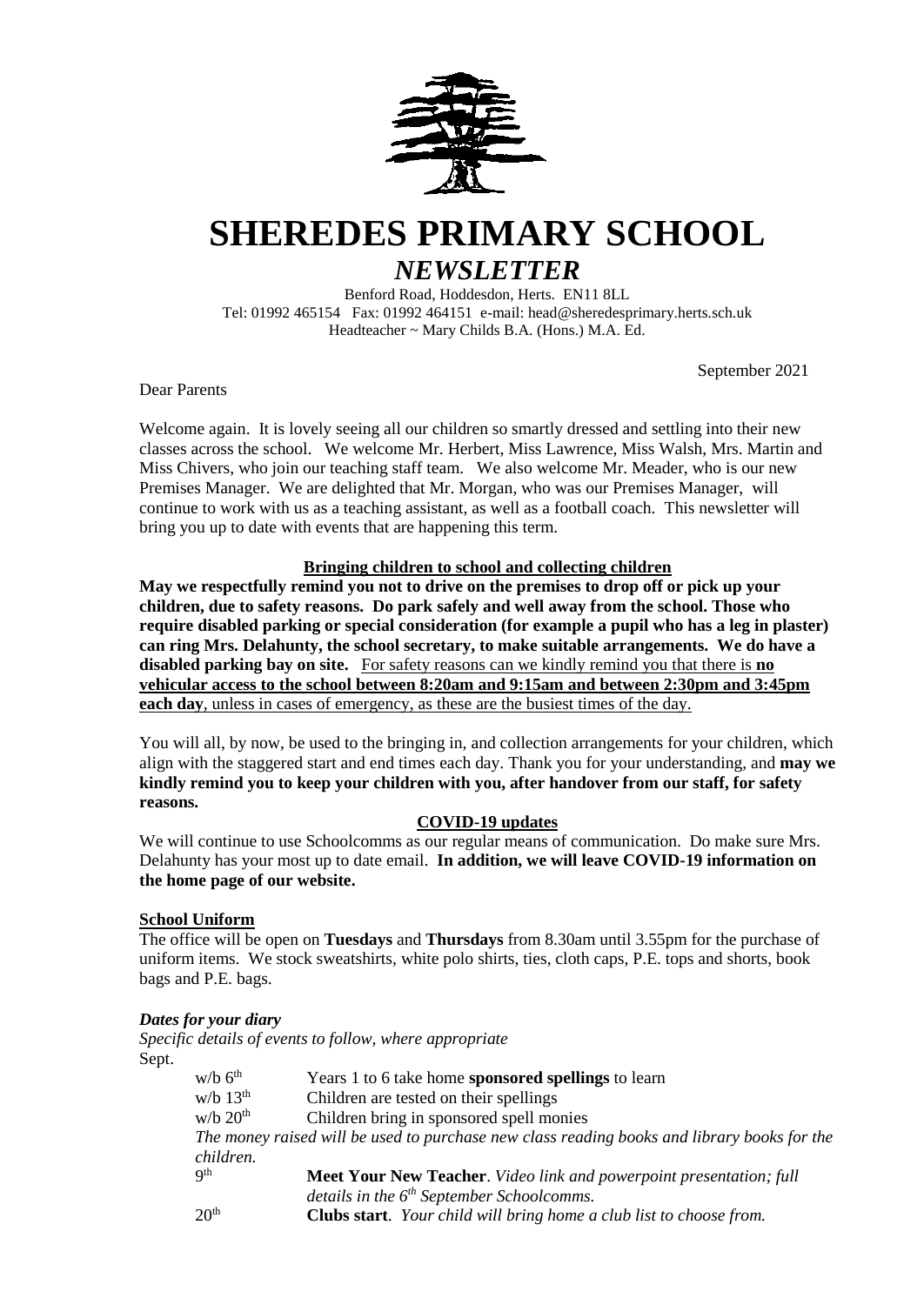# SHEREDES PRIMARY SCHOOL

## *NEWSLETTER*

Benford Road, Hoddesdon, Herts. EN11 8LL
Tel: 01992 465154 Fax: 01992 464151 e-mail: head@sheredesprimary.herts.sch.uk
Headteacher ~ Mary Childs B.A. (Hons.) M.A. Ed.

September 2021

Dear Parents

Welcome again. It is lovely seeing all our children so smartly dressed and settling into their new classes across the school. We welcome Mr. Herbert, Miss Lawrence, Miss Walsh, Mrs. Martin and Miss Chivers, who join our teaching staff team. We also welcome Mr. Meader, who is our new Premises Manager. We are delighted that Mr. Morgan, who was our Premises Manager, will continue to work with us as a teaching assistant, as well as a football coach. This newsletter will bring you up to date with events that are happening this term.

**Bringing children to school and collecting children**

**May we respectfully remind you not to drive on the premises to drop off or pick up your children, due to safety reasons. Do park safely and well away from the school. Those who require disabled parking or special consideration (for example a pupil who has a leg in plaster) can ring Mrs. Delahunty, the school secretary, to make suitable arrangements. We do have a disabled parking bay on site.** For safety reasons can we kindly remind you that there is **no vehicular access to the school between 8:20am and 9:15am and between 2:30pm and 3:45pm each day**, unless in cases of emergency, as these are the busiest times of the day.

You will all, by now, be used to the bringing in, and collection arrangements for your children, which align with the staggered start and end times each day. Thank you for your understanding, and **may we kindly remind you to keep your children with you, after handover from our staff, for safety reasons.**

**COVID-19 updates**

We will continue to use Schoolcomms as our regular means of communication. Do make sure Mrs. Delahunty has your most up to date email. **In addition, we will leave COVID-19 information on the home page of our website.**

**School Uniform**

The office will be open on **Tuesdays** and **Thursdays** from 8.30am until 3.55pm for the purchase of uniform items. We stock sweatshirts, white polo shirts, ties, cloth caps, P.E. tops and shorts, book bags and P.E. bags.

***Dates for your diary***

*Specific details of events to follow, where appropriate*

Sept.

- w/b 6th — Years 1 to 6 take home **sponsored spellings** to learn
- w/b 13th — Children are tested on their spellings
- w/b 20th — Children bring in sponsored spell monies

*The money raised will be used to purchase new class reading books and library books for the children.*

- 9th — **Meet Your New Teacher**. *Video link and powerpoint presentation; full details in the 6th September Schoolcomms.*
- 20th — **Clubs start**. *Your child will bring home a club list to choose from.*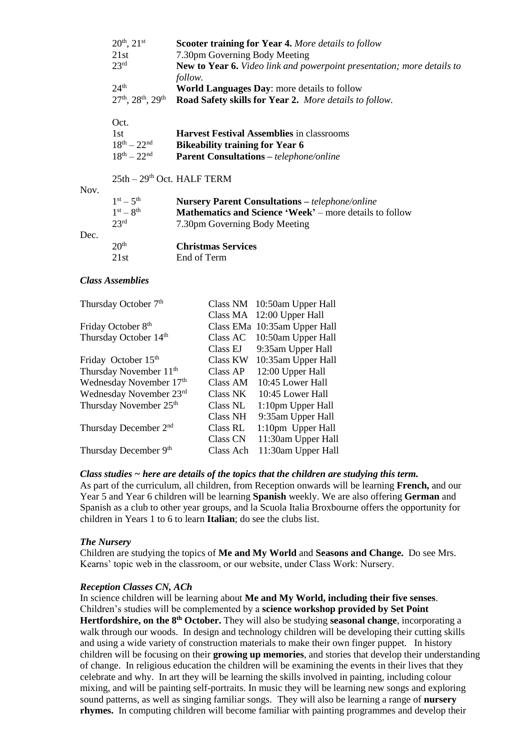| | |
|---|---|
| 20th, 21st | **Scooter training for Year 4.** *More details to follow* |
| 21st | 7.30pm Governing Body Meeting |
| 23rd | **New to Year 6.** *Video link and powerpoint presentation; more details to follow.* |
| 24th | **World Languages Day**: more details to follow |
| 27th, 28th, 29th | **Road Safety skills for Year 2.** *More details to follow.* |
| Oct. | |
| 1st | **Harvest Festival Assemblies** in classrooms |
| 18th – 22nd | **Bikeability training for Year 6** |
| 18th – 22nd | **Parent Consultations –** *telephone/online* |
| 25th – 29th Oct. HALF TERM | |
| Nov. | |
| 1st – 5th | **Nursery Parent Consultations –** *telephone/online* |
| 1st – 8th | **Mathematics and Science 'Week'** – more details to follow |
| 23rd | 7.30pm Governing Body Meeting |
| Dec. | |
| 20th | **Christmas Services** |
| 21st | End of Term |

### *Class Assemblies*

| | | |
|---|---|---|
| Thursday October 7th | Class NM | 10:50am Upper Hall |
| | Class MA | 12:00 Upper Hall |
| Friday October 8th | Class EMa | 10:35am Upper Hall |
| Thursday October 14th | Class AC | 10:50am Upper Hall |
| | Class EJ | 9:35am Upper Hall |
| Friday October 15th | Class KW | 10:35am Upper Hall |
| Thursday November 11th | Class AP | 12:00 Upper Hall |
| Wednesday November 17th | Class AM | 10:45 Lower Hall |
| Wednesday November 23rd | Class NK | 10:45 Lower Hall |
| Thursday November 25th | Class NL | 1:10pm Upper Hall |
| | Class NH | 9:35am Upper Hall |
| Thursday December 2nd | Class RL | 1:10pm Upper Hall |
| | Class CN | 11:30am Upper Hall |
| Thursday December 9th | Class Ach | 11:30am Upper Hall |

### *Class studies ~ here are details of the topics that the children are studying this term.*

As part of the curriculum, all children, from Reception onwards will be learning **French,** and our Year 5 and Year 6 children will be learning **Spanish** weekly. We are also offering **German** and Spanish as a club to other year groups, and la Scuola Italia Broxbourne offers the opportunity for children in Years 1 to 6 to learn **Italian**; do see the clubs list.

### *The Nursery*

Children are studying the topics of **Me and My World** and **Seasons and Change.** Do see Mrs. Kearns' topic web in the classroom, or our website, under Class Work: Nursery.

### *Reception Classes CN, ACh*

In science children will be learning about **Me and My World, including their five senses**. Children's studies will be complemented by a **science workshop provided by Set Point Hertfordshire, on the 8th October.** They will also be studying **seasonal change**, incorporating a walk through our woods. In design and technology children will be developing their cutting skills and using a wide variety of construction materials to make their own finger puppet. In history children will be focusing on their **growing up memories**, and stories that develop their understanding of change. In religious education the children will be examining the events in their lives that they celebrate and why. In art they will be learning the skills involved in painting, including colour mixing, and will be painting self-portraits. In music they will be learning new songs and exploring sound patterns, as well as singing familiar songs. They will also be learning a range of **nursery rhymes.** In computing children will become familiar with painting programmes and develop their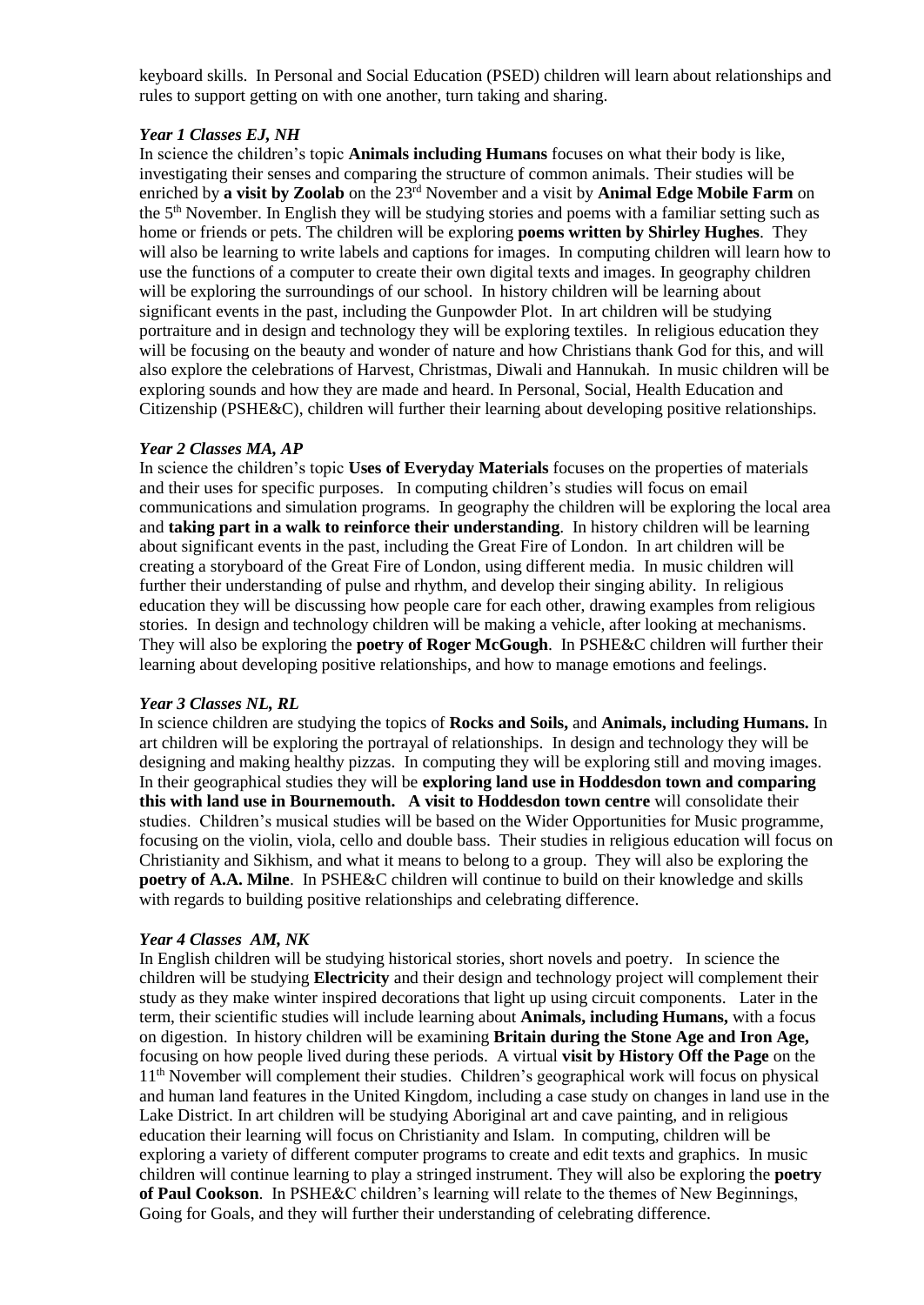keyboard skills. In Personal and Social Education (PSED) children will learn about relationships and rules to support getting on with one another, turn taking and sharing.

***Year 1 Classes EJ, NH***

In science the children's topic **Animals including Humans** focuses on what their body is like, investigating their senses and comparing the structure of common animals. Their studies will be enriched by **a visit by Zoolab** on the 23rd November and a visit by **Animal Edge Mobile Farm** on the 5th November. In English they will be studying stories and poems with a familiar setting such as home or friends or pets. The children will be exploring **poems written by Shirley Hughes**. They will also be learning to write labels and captions for images. In computing children will learn how to use the functions of a computer to create their own digital texts and images. In geography children will be exploring the surroundings of our school. In history children will be learning about significant events in the past, including the Gunpowder Plot. In art children will be studying portraiture and in design and technology they will be exploring textiles. In religious education they will be focusing on the beauty and wonder of nature and how Christians thank God for this, and will also explore the celebrations of Harvest, Christmas, Diwali and Hannukah. In music children will be exploring sounds and how they are made and heard. In Personal, Social, Health Education and Citizenship (PSHE&C), children will further their learning about developing positive relationships.

***Year 2 Classes MA, AP***

In science the children's topic **Uses of Everyday Materials** focuses on the properties of materials and their uses for specific purposes. In computing children's studies will focus on email communications and simulation programs. In geography the children will be exploring the local area and **taking part in a walk to reinforce their understanding**. In history children will be learning about significant events in the past, including the Great Fire of London. In art children will be creating a storyboard of the Great Fire of London, using different media. In music children will further their understanding of pulse and rhythm, and develop their singing ability. In religious education they will be discussing how people care for each other, drawing examples from religious stories. In design and technology children will be making a vehicle, after looking at mechanisms. They will also be exploring the **poetry of Roger McGough**. In PSHE&C children will further their learning about developing positive relationships, and how to manage emotions and feelings.

***Year 3 Classes NL, RL***

In science children are studying the topics of **Rocks and Soils,** and **Animals, including Humans.** In art children will be exploring the portrayal of relationships. In design and technology they will be designing and making healthy pizzas. In computing they will be exploring still and moving images. In their geographical studies they will be **exploring land use in Hoddesdon town and comparing this with land use in Bournemouth. A visit to Hoddesdon town centre** will consolidate their studies. Children's musical studies will be based on the Wider Opportunities for Music programme, focusing on the violin, viola, cello and double bass. Their studies in religious education will focus on Christianity and Sikhism, and what it means to belong to a group. They will also be exploring the **poetry of A.A. Milne**. In PSHE&C children will continue to build on their knowledge and skills with regards to building positive relationships and celebrating difference.

***Year 4 Classes AM, NK***

In English children will be studying historical stories, short novels and poetry. In science the children will be studying **Electricity** and their design and technology project will complement their study as they make winter inspired decorations that light up using circuit components. Later in the term, their scientific studies will include learning about **Animals, including Humans,** with a focus on digestion. In history children will be examining **Britain during the Stone Age and Iron Age,** focusing on how people lived during these periods. A virtual **visit by History Off the Page** on the 11th November will complement their studies. Children's geographical work will focus on physical and human land features in the United Kingdom, including a case study on changes in land use in the Lake District. In art children will be studying Aboriginal art and cave painting, and in religious education their learning will focus on Christianity and Islam. In computing, children will be exploring a variety of different computer programs to create and edit texts and graphics. In music children will continue learning to play a stringed instrument. They will also be exploring the **poetry of Paul Cookson**. In PSHE&C children's learning will relate to the themes of New Beginnings, Going for Goals, and they will further their understanding of celebrating difference.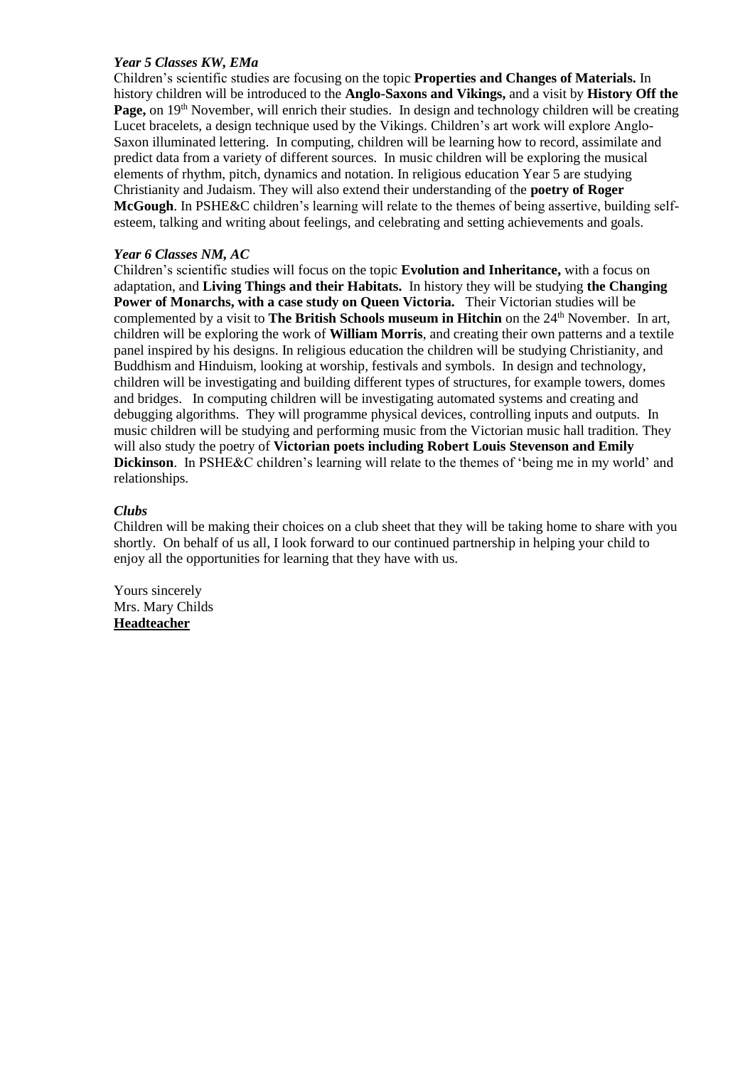***Year 5 Classes KW, EMa***

Children's scientific studies are focusing on the topic **Properties and Changes of Materials.** In history children will be introduced to the **Anglo-Saxons and Vikings,** and a visit by **History Off the Page,** on 19th November, will enrich their studies. In design and technology children will be creating Lucet bracelets, a design technique used by the Vikings. Children's art work will explore Anglo-Saxon illuminated lettering. In computing, children will be learning how to record, assimilate and predict data from a variety of different sources. In music children will be exploring the musical elements of rhythm, pitch, dynamics and notation. In religious education Year 5 are studying Christianity and Judaism. They will also extend their understanding of the **poetry of Roger McGough**. In PSHE&C children's learning will relate to the themes of being assertive, building self-esteem, talking and writing about feelings, and celebrating and setting achievements and goals.

***Year 6 Classes NM, AC***

Children's scientific studies will focus on the topic **Evolution and Inheritance,** with a focus on adaptation, and **Living Things and their Habitats.** In history they will be studying **the Changing Power of Monarchs, with a case study on Queen Victoria.** Their Victorian studies will be complemented by a visit to **The British Schools museum in Hitchin** on the 24th November. In art, children will be exploring the work of **William Morris**, and creating their own patterns and a textile panel inspired by his designs. In religious education the children will be studying Christianity, and Buddhism and Hinduism, looking at worship, festivals and symbols. In design and technology, children will be investigating and building different types of structures, for example towers, domes and bridges. In computing children will be investigating automated systems and creating and debugging algorithms. They will programme physical devices, controlling inputs and outputs. In music children will be studying and performing music from the Victorian music hall tradition. They will also study the poetry of **Victorian poets including Robert Louis Stevenson and Emily Dickinson**. In PSHE&C children's learning will relate to the themes of 'being me in my world' and relationships.

***Clubs***

Children will be making their choices on a club sheet that they will be taking home to share with you shortly. On behalf of us all, I look forward to our continued partnership in helping your child to enjoy all the opportunities for learning that they have with us.

Yours sincerely
Mrs. Mary Childs
**Headteacher**